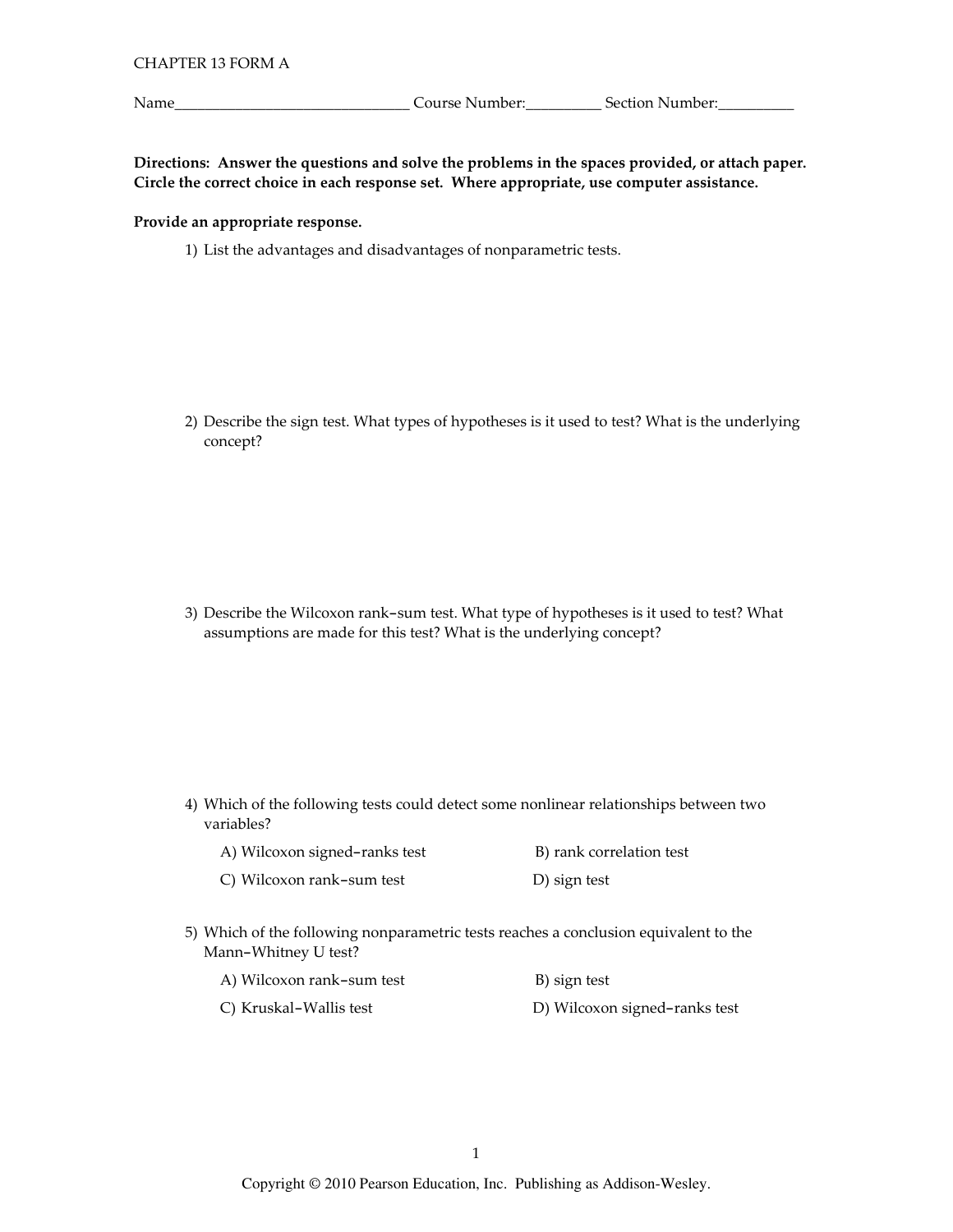CHAPTER 13 FORM A

Name______________________________ Course Number:__________ Section Number:__________

**Directions: Answer the questions and solve the problems in the spaces provided, or attach paper. Circle the correct choice in each response set. Where appropriate, use computer assistance.**

**Provide an appropriate response.**

1) List the advantages and disadvantages of nonparametric tests.

2) Describe the sign test. What types of hypotheses is it used to test? What is the underlying concept?

3) Describe the Wilcoxon rank–sum test. What type of hypotheses is it used to test? What assumptions are made for this test? What is the underlying concept?

4) Which of the following tests could detect some nonlinear relationships between two variables?

A) Wilcoxon signed–ranks test
B) rank correlation test
C) Wilcoxon rank–sum test
D) sign test

5) Which of the following nonparametric tests reaches a conclusion equivalent to the Mann–Whitney U test?

A) Wilcoxon rank–sum test
B) sign test
C) Kruskal–Wallis test
D) Wilcoxon signed–ranks test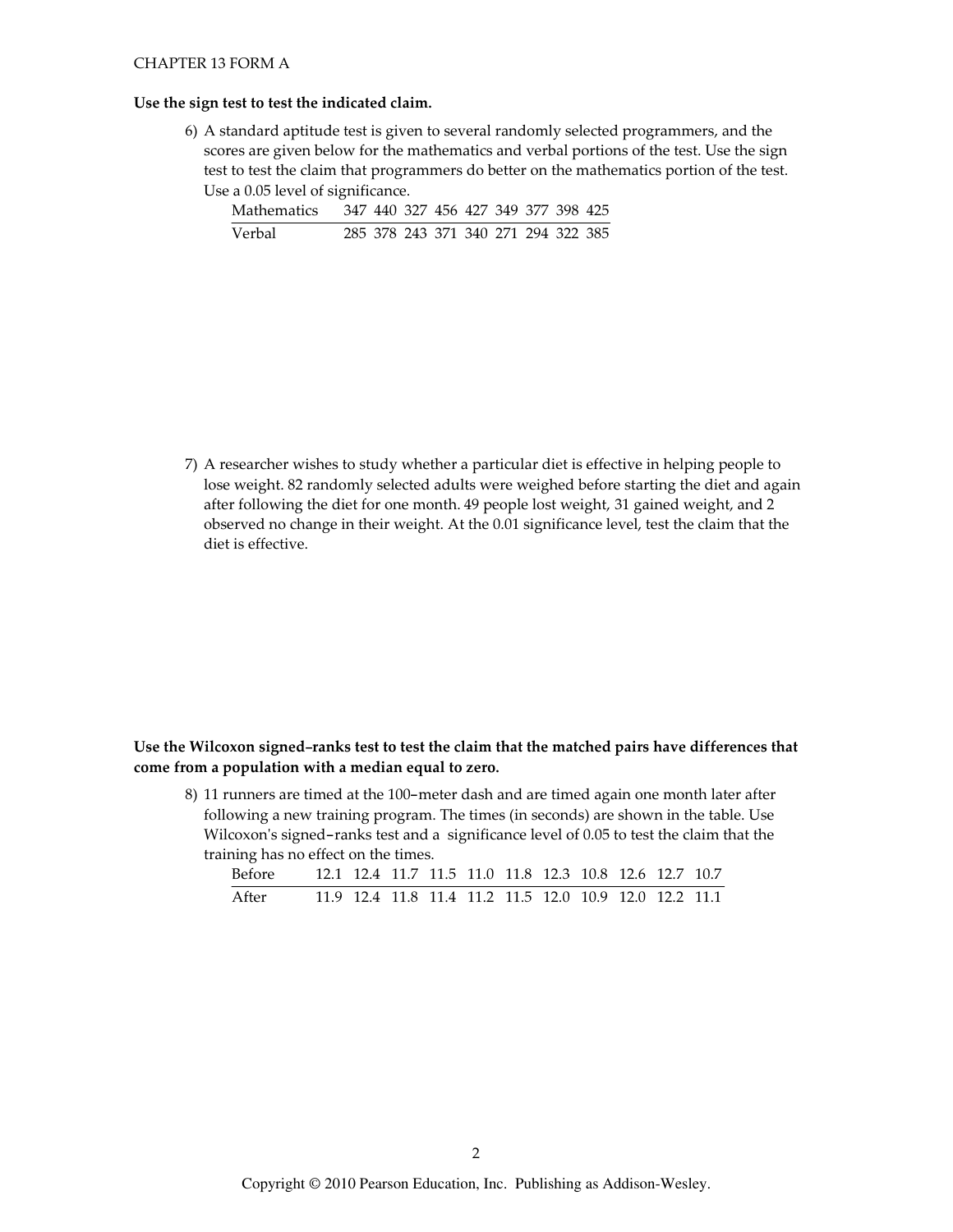**Use the sign test to test the indicated claim.**

6) A standard aptitude test is given to several randomly selected programmers, and the scores are given below for the mathematics and verbal portions of the test. Use the sign test to test the claim that programmers do better on the mathematics portion of the test. Use a 0.05 level of significance.

| Mathematics | 347 | 440 | 327 | 456 | 427 | 349 | 377 | 398 | 425 |
|---|---|---|---|---|---|---|---|---|---|
| Verbal | 285 | 378 | 243 | 371 | 340 | 271 | 294 | 322 | 385 |

7) A researcher wishes to study whether a particular diet is effective in helping people to lose weight. 82 randomly selected adults were weighed before starting the diet and again after following the diet for one month. 49 people lost weight, 31 gained weight, and 2 observed no change in their weight. At the 0.01 significance level, test the claim that the diet is effective.

**Use the Wilcoxon signed-ranks test to test the claim that the matched pairs have differences that come from a population with a median equal to zero.**

8) 11 runners are timed at the 100-meter dash and are timed again one month later after following a new training program. The times (in seconds) are shown in the table. Use Wilcoxon's signed-ranks test and a significance level of 0.05 to test the claim that the training has no effect on the times.

| Before | 12.1 | 12.4 | 11.7 | 11.5 | 11.0 | 11.8 | 12.3 | 10.8 | 12.6 | 12.7 | 10.7 |
|---|---|---|---|---|---|---|---|---|---|---|---|
| After | 11.9 | 12.4 | 11.8 | 11.4 | 11.2 | 11.5 | 12.0 | 10.9 | 12.0 | 12.2 | 11.1 |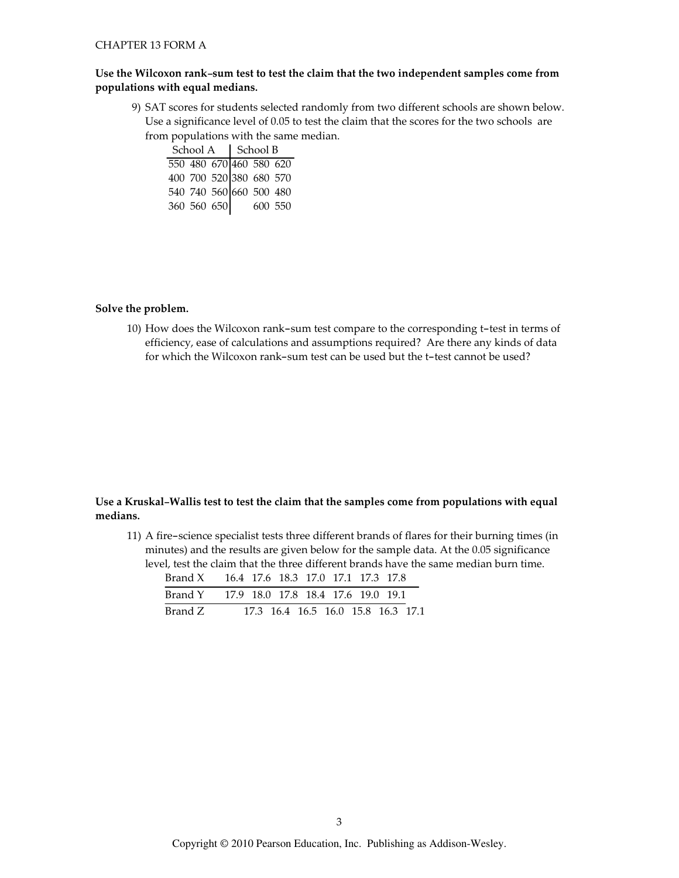**Use the Wilcoxon rank–sum test to test the claim that the two independent samples come from populations with equal medians.**

9) SAT scores for students selected randomly from two different schools are shown below. Use a significance level of 0.05 to test the claim that the scores for the two schools are from populations with the same median.

| School A | | | School B | | |
|---|---|---|---|---|---|
| 550 | 480 | 670 | 460 | 580 | 620 |
| 400 | 700 | 520 | 380 | 680 | 570 |
| 540 | 740 | 560 | 660 | 500 | 480 |
| 360 | 560 | 650 | | 600 | 550 |

**Solve the problem.**

10) How does the Wilcoxon rank–sum test compare to the corresponding t–test in terms of efficiency, ease of calculations and assumptions required? Are there any kinds of data for which the Wilcoxon rank–sum test can be used but the t–test cannot be used?

**Use a Kruskal–Wallis test to test the claim that the samples come from populations with equal medians.**

11) A fire–science specialist tests three different brands of flares for their burning times (in minutes) and the results are given below for the sample data. At the 0.05 significance level, test the claim that the three different brands have the same median burn time.

| | | | | | | | |
|---|---|---|---|---|---|---|---|
| Brand X | 16.4 | 17.6 | 18.3 | 17.0 | 17.1 | 17.3 | 17.8 |
| Brand Y | 17.9 | 18.0 | 17.8 | 18.4 | 17.6 | 19.0 | 19.1 |
| Brand Z | 17.3 | 16.4 | 16.5 | 16.0 | 15.8 | 16.3 | 17.1 |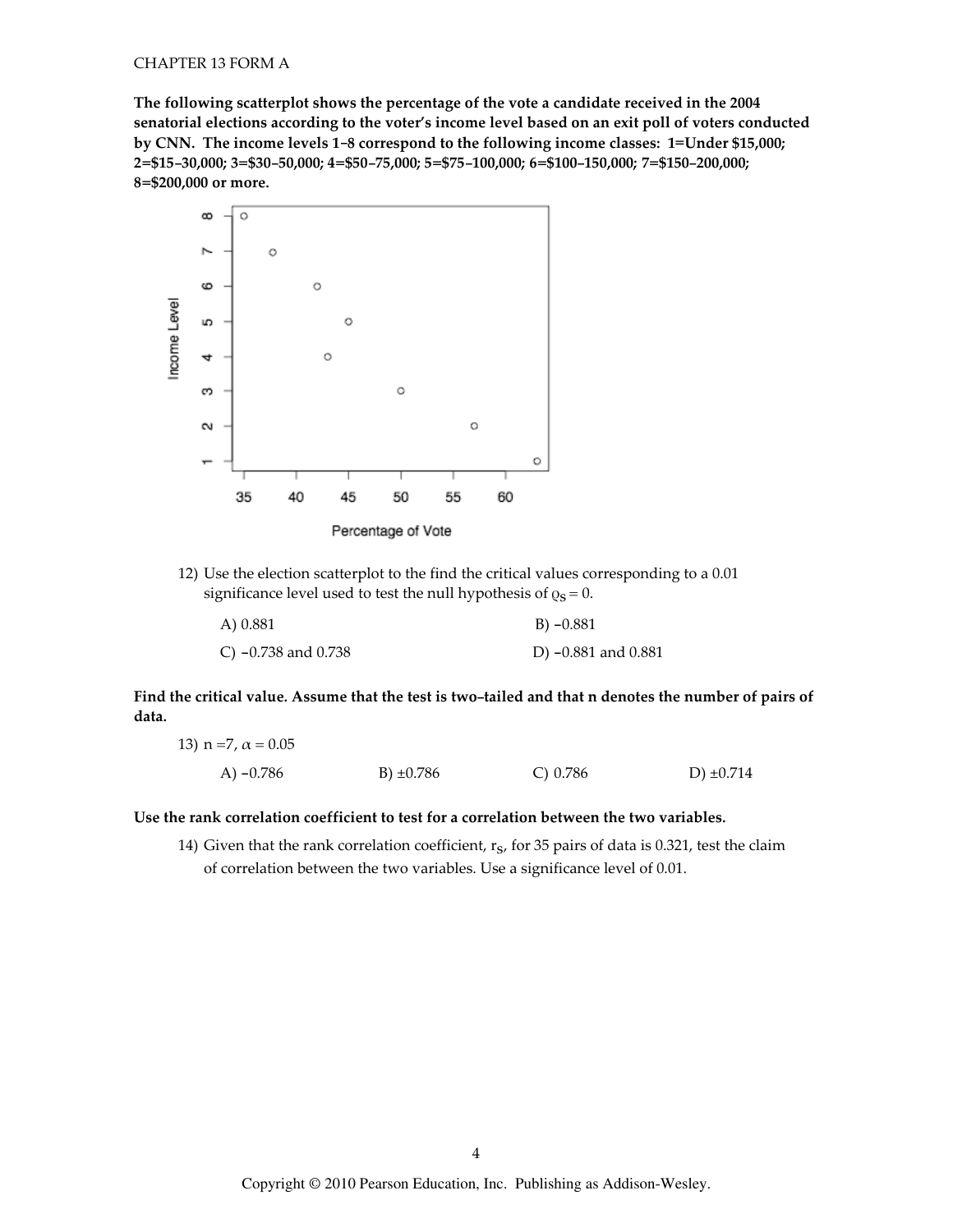**The following scatterplot shows the percentage of the vote a candidate received in the 2004 senatorial elections according to the voter's income level based on an exit poll of voters conducted by CNN. The income levels 1–8 correspond to the following income classes: 1=Under \$15,000; 2=\$15–30,000; 3=\$30–50,000; 4=\$50–75,000; 5=\$75–100,000; 6=\$100–150,000; 7=\$150–200,000; 8=\$200,000 or more.**

12) Use the election scatterplot to the find the critical values corresponding to a 0.01 significance level used to test the null hypothesis of $\rho_S = 0$.

A) 0.881

B) −0.881

C) −0.738 and 0.738

D) −0.881 and 0.881

**Find the critical value. Assume that the test is two–tailed and that n denotes the number of pairs of data.**

13) $n = 7$, $\alpha = 0.05$

A) −0.786

B) ±0.786

C) 0.786

D) ±0.714

**Use the rank correlation coefficient to test for a correlation between the two variables.**

14) Given that the rank correlation coefficient, $r_S$, for 35 pairs of data is 0.321, test the claim of correlation between the two variables. Use a significance level of 0.01.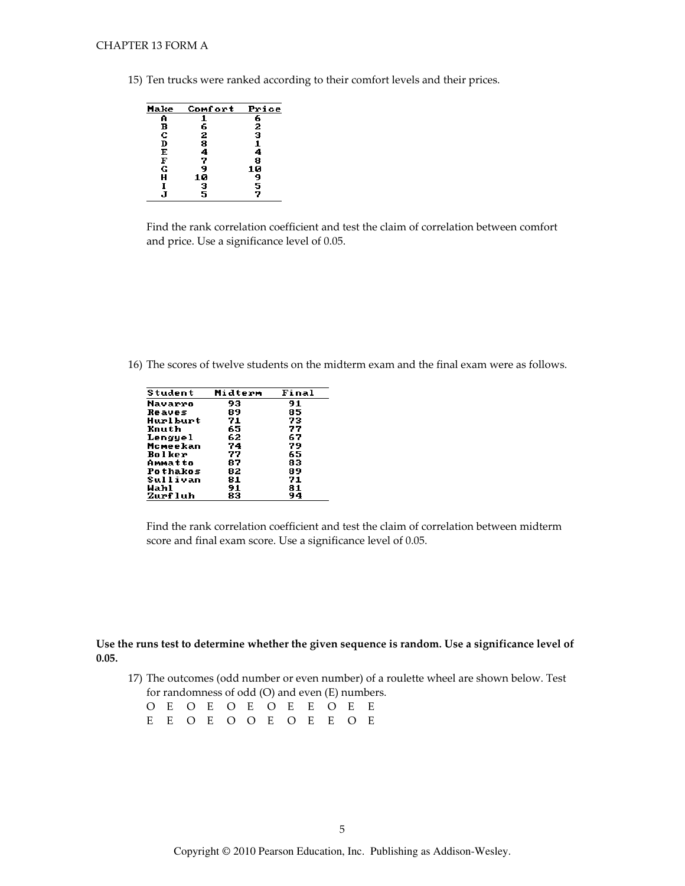15) Ten trucks were ranked according to their comfort levels and their prices.

| Make | Comfort | Price |
|---|---|---|
| A | 1 | 6 |
| B | 6 | 2 |
| C | 2 | 3 |
| D | 8 | 1 |
| E | 4 | 4 |
| F | 7 | 8 |
| G | 9 | 10 |
| H | 10 | 9 |
| I | 3 | 5 |
| J | 5 | 7 |

Find the rank correlation coefficient and test the claim of correlation between comfort and price. Use a significance level of 0.05.

16) The scores of twelve students on the midterm exam and the final exam were as follows.

| Student | Midterm | Final |
|---|---|---|
| Navarro | 93 | 91 |
| Reaves | 89 | 85 |
| Hurlburt | 71 | 73 |
| Knuth | 65 | 77 |
| Lengyel | 62 | 67 |
| Mcmeekan | 74 | 79 |
| Bolker | 77 | 65 |
| Ammatto | 87 | 83 |
| Pothakos | 82 | 89 |
| Sullivan | 81 | 71 |
| Wahl | 91 | 81 |
| Zurfluh | 83 | 94 |

Find the rank correlation coefficient and test the claim of correlation between midterm score and final exam score. Use a significance level of 0.05.

**Use the runs test to determine whether the given sequence is random. Use a significance level of 0.05.**

17) The outcomes (odd number or even number) of a roulette wheel are shown below. Test for randomness of odd (O) and even (E) numbers.

O E O E O E O E E O E E
E E O E O O E O E E O E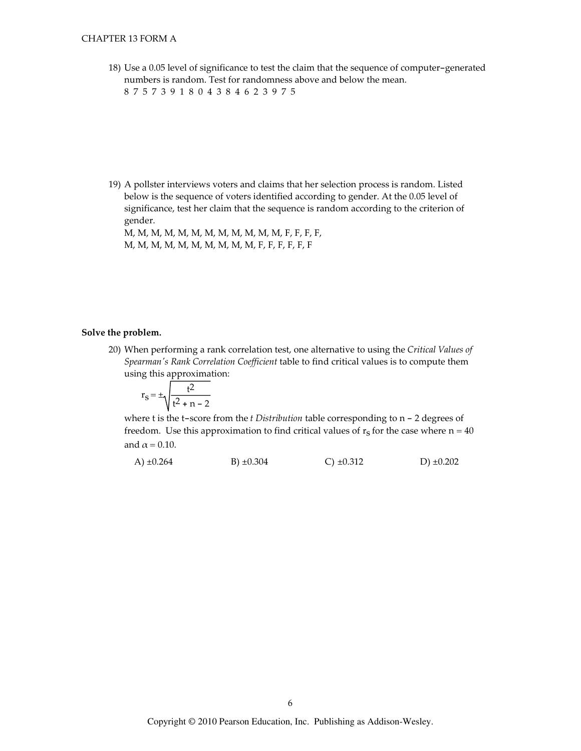18) Use a 0.05 level of significance to test the claim that the sequence of computer-generated numbers is random. Test for randomness above and below the mean.
8 7 5 7 3 9 1 8 0 4 3 8 4 6 2 3 9 7 5

19) A pollster interviews voters and claims that her selection process is random. Listed below is the sequence of voters identified according to gender. At the 0.05 level of significance, test her claim that the sequence is random according to the criterion of gender.
M, M, M, M, M, M, M, M, M, M, M, F, F, F, F,
M, M, M, M, M, M, M, M, M, M, F, F, F, F, F, F

**Solve the problem.**

20) When performing a rank correlation test, one alternative to using the *Critical Values of Spearman's Rank Correlation Coefficient* table to find critical values is to compute them using this approximation:

$$r_s = \pm\sqrt{\frac{t^2}{t^2 + n - 2}}$$

where t is the t-score from the *t Distribution* table corresponding to n - 2 degrees of freedom. Use this approximation to find critical values of $r_s$ for the case where n = 40 and $\alpha = 0.10$.

A) ±0.264 B) ±0.304 C) ±0.312 D) ±0.202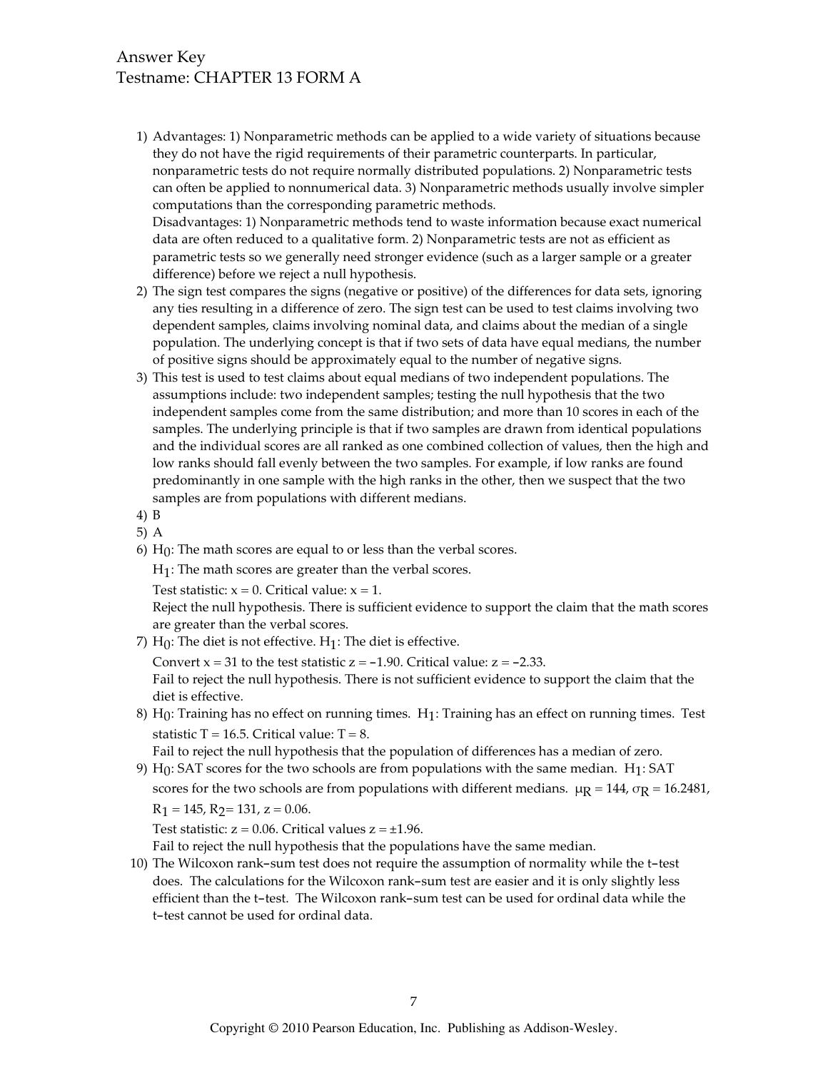Answer Key
Testname: CHAPTER 13 FORM A

1) Advantages: 1) Nonparametric methods can be applied to a wide variety of situations because they do not have the rigid requirements of their parametric counterparts. In particular, nonparametric tests do not require normally distributed populations. 2) Nonparametric tests can often be applied to nonnumerical data. 3) Nonparametric methods usually involve simpler computations than the corresponding parametric methods.
   Disadvantages: 1) Nonparametric methods tend to waste information because exact numerical data are often reduced to a qualitative form. 2) Nonparametric tests are not as efficient as parametric tests so we generally need stronger evidence (such as a larger sample or a greater difference) before we reject a null hypothesis.
2) The sign test compares the signs (negative or positive) of the differences for data sets, ignoring any ties resulting in a difference of zero. The sign test can be used to test claims involving two dependent samples, claims involving nominal data, and claims about the median of a single population. The underlying concept is that if two sets of data have equal medians, the number of positive signs should be approximately equal to the number of negative signs.
3) This test is used to test claims about equal medians of two independent populations. The assumptions include: two independent samples; testing the null hypothesis that the two independent samples come from the same distribution; and more than 10 scores in each of the samples. The underlying principle is that if two samples are drawn from identical populations and the individual scores are all ranked as one combined collection of values, then the high and low ranks should fall evenly between the two samples. For example, if low ranks are found predominantly in one sample with the high ranks in the other, then we suspect that the two samples are from populations with different medians.
4) B
5) A
6) $H_0$: The math scores are equal to or less than the verbal scores.
   $H_1$: The math scores are greater than the verbal scores.
   Test statistic: $x = 0$. Critical value: $x = 1$.
   Reject the null hypothesis. There is sufficient evidence to support the claim that the math scores are greater than the verbal scores.
7) $H_0$: The diet is not effective. $H_1$: The diet is effective.
   Convert $x = 31$ to the test statistic $z = -1.90$. Critical value: $z = -2.33$.
   Fail to reject the null hypothesis. There is not sufficient evidence to support the claim that the diet is effective.
8) $H_0$: Training has no effect on running times. $H_1$: Training has an effect on running times. Test statistic $T = 16.5$. Critical value: $T = 8$.
   Fail to reject the null hypothesis that the population of differences has a median of zero.
9) $H_0$: SAT scores for the two schools are from populations with the same median. $H_1$: SAT scores for the two schools are from populations with different medians. $\mu_R = 144$, $\sigma_R = 16.2481$, $R_1 = 145$, $R_2 = 131$, $z = 0.06$.
   Test statistic: $z = 0.06$. Critical values $z = \pm 1.96$.
   Fail to reject the null hypothesis that the populations have the same median.
10) The Wilcoxon rank-sum test does not require the assumption of normality while the t-test does. The calculations for the Wilcoxon rank-sum test are easier and it is only slightly less efficient than the t-test. The Wilcoxon rank-sum test can be used for ordinal data while the t-test cannot be used for ordinal data.

Copyright © 2010 Pearson Education, Inc. Publishing as Addison-Wesley.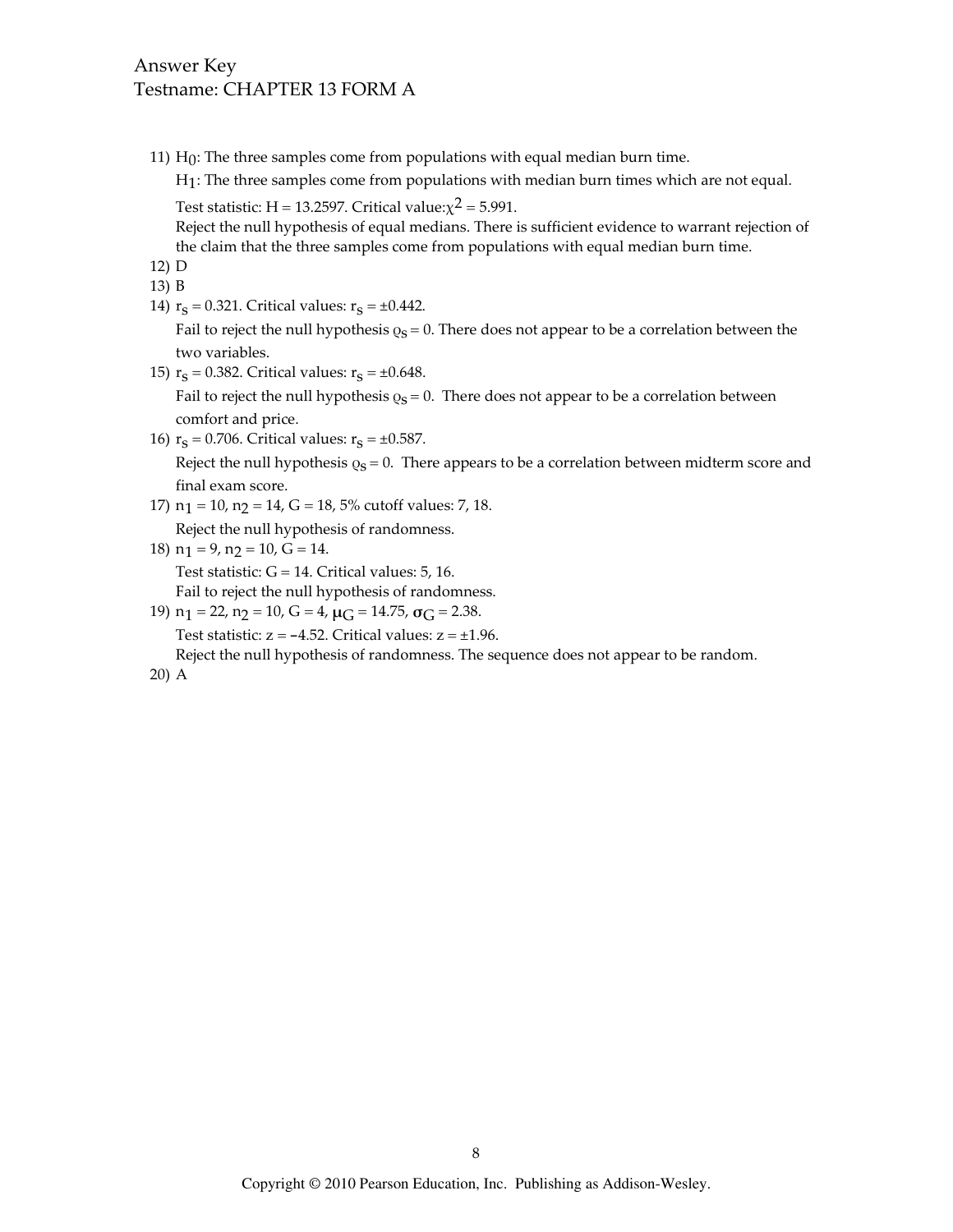Answer Key
Testname: CHAPTER 13 FORM A

11) $H_0$: The three samples come from populations with equal median burn time.

   $H_1$: The three samples come from populations with median burn times which are not equal.

   Test statistic: H = 13.2597. Critical value: $\chi^2 = 5.991$.

   Reject the null hypothesis of equal medians. There is sufficient evidence to warrant rejection of the claim that the three samples come from populations with equal median burn time.

12) D

13) B

14) $r_s = 0.321$. Critical values: $r_s = \pm 0.442$.

   Fail to reject the null hypothesis $\rho_s = 0$. There does not appear to be a correlation between the two variables.

15) $r_s = 0.382$. Critical values: $r_s = \pm 0.648$.

   Fail to reject the null hypothesis $\rho_s = 0$. There does not appear to be a correlation between comfort and price.

16) $r_s = 0.706$. Critical values: $r_s = \pm 0.587$.

   Reject the null hypothesis $\rho_s = 0$. There appears to be a correlation between midterm score and final exam score.

17) $n_1 = 10$, $n_2 = 14$, G = 18, 5% cutoff values: 7, 18.

   Reject the null hypothesis of randomness.

18) $n_1 = 9$, $n_2 = 10$, G = 14.

   Test statistic: G = 14. Critical values: 5, 16.

   Fail to reject the null hypothesis of randomness.

19) $n_1 = 22$, $n_2 = 10$, G = 4, $\mu_G = 14.75$, $\sigma_G = 2.38$.

   Test statistic: $z = -4.52$. Critical values: $z = \pm 1.96$.

   Reject the null hypothesis of randomness. The sequence does not appear to be random.

20) A

Copyright © 2010 Pearson Education, Inc. Publishing as Addison-Wesley.